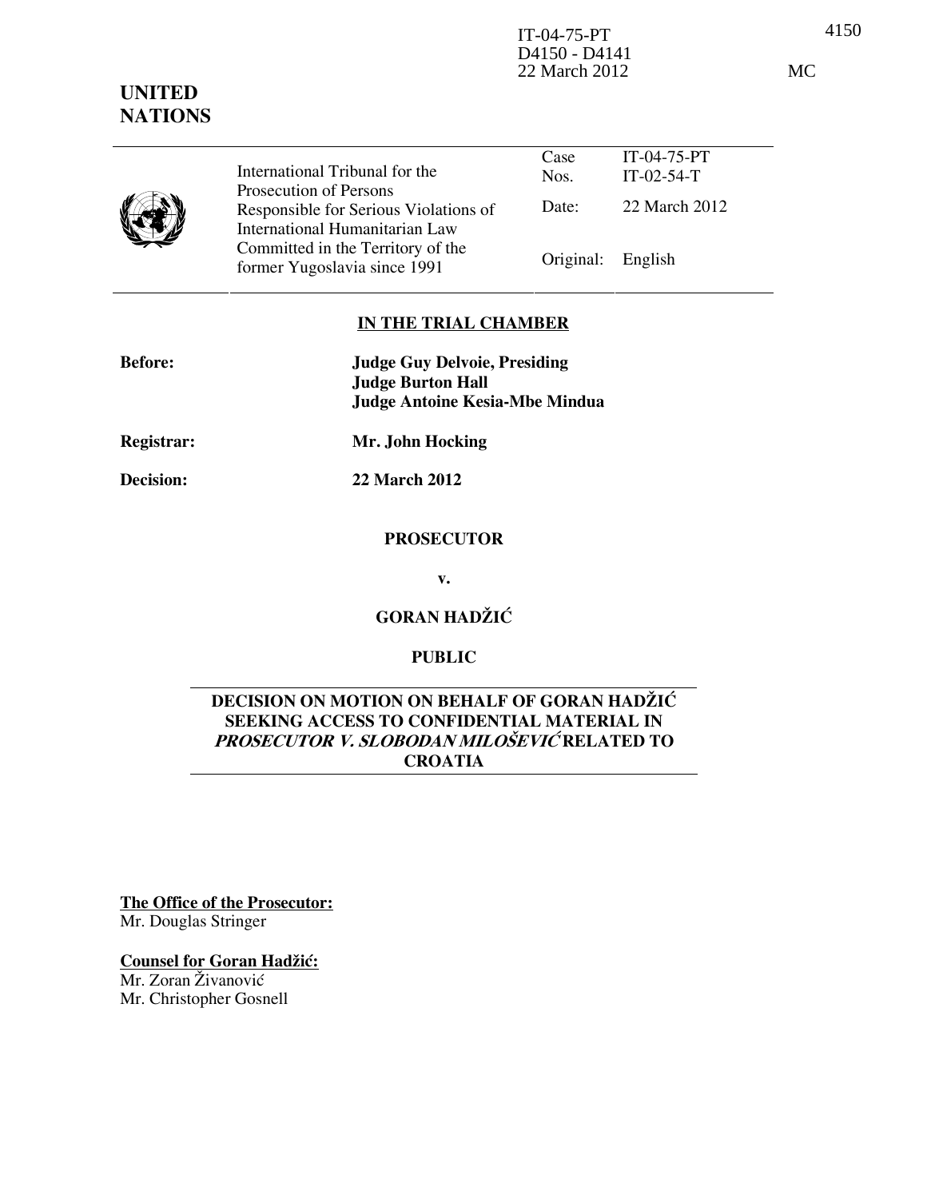IT-04-75-PT
D4150 - D4141
22 March 2012

MC

**UNITED NATIONS**

| International Tribunal for the Prosecution of Persons Responsible for Serious Violations of International Humanitarian Law Committed in the Territory of the former Yugoslavia since 1991 | Case Nos. | IT-04-75-PT IT-02-54-T |
|---|---|---|
| | Date: | 22 March 2012 |
| | Original: | English |

**IN THE TRIAL CHAMBER**

| | |
|---|---|
| **Before:** | **Judge Guy Delvoie, Presiding** **Judge Burton Hall** **Judge Antoine Kesia-Mbe Mindua** |
| **Registrar:** | **Mr. John Hocking** |
| **Decision:** | **22 March 2012** |

**PROSECUTOR**

**v.**

**GORAN HADŽIĆ**

**PUBLIC**

**DECISION ON MOTION ON BEHALF OF GORAN HADŽIĆ SEEKING ACCESS TO CONFIDENTIAL MATERIAL IN *PROSECUTOR V. SLOBODAN MILOŠEVIĆ* RELATED TO CROATIA**

**The Office of the Prosecutor:**
Mr. Douglas Stringer

**Counsel for Goran Hadžić:**
Mr. Zoran Živanović
Mr. Christopher Gosnell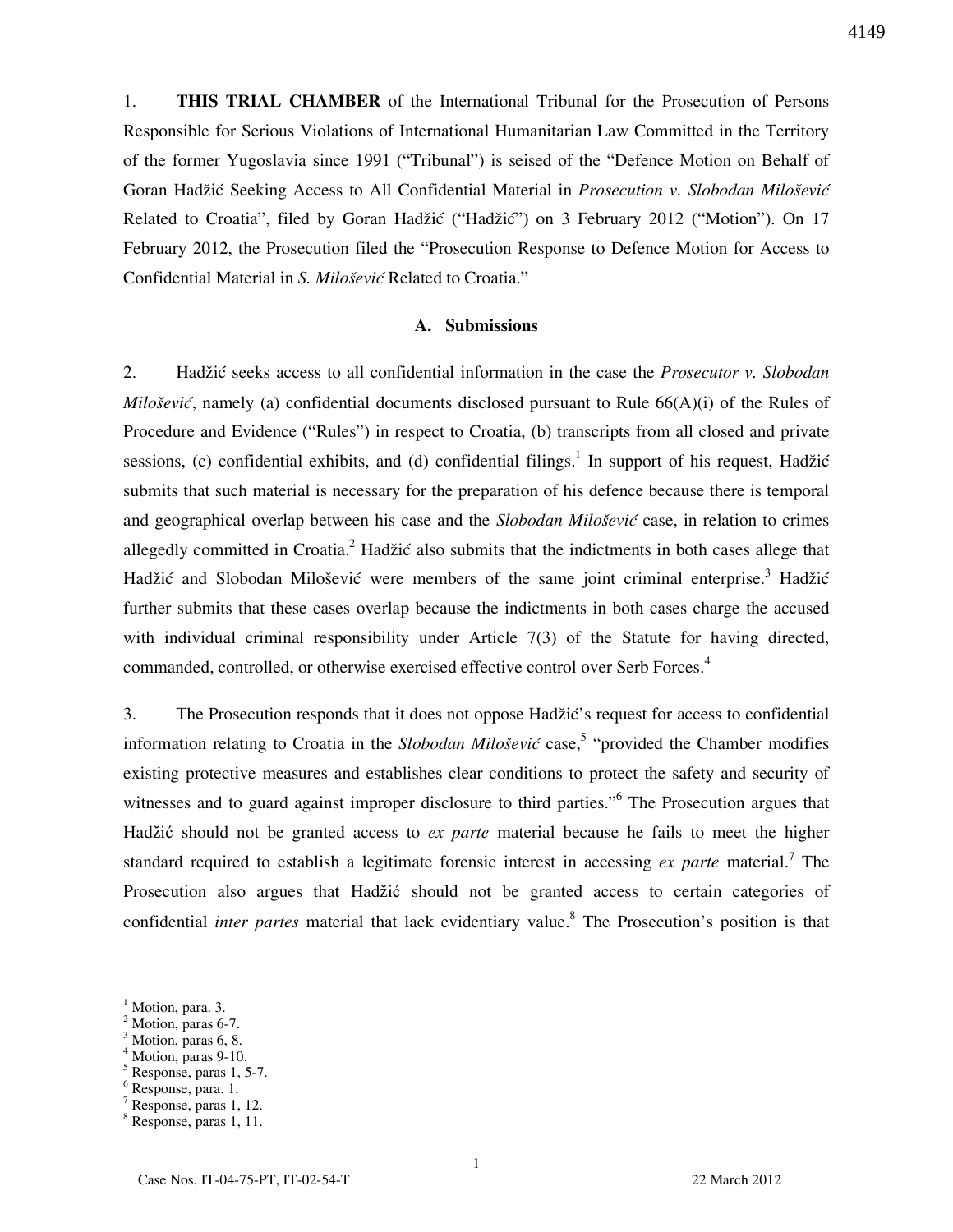1. **THIS TRIAL CHAMBER** of the International Tribunal for the Prosecution of Persons Responsible for Serious Violations of International Humanitarian Law Committed in the Territory of the former Yugoslavia since 1991 ("Tribunal") is seised of the "Defence Motion on Behalf of Goran Hadžić Seeking Access to All Confidential Material in *Prosecution v. Slobodan Milošević* Related to Croatia", filed by Goran Hadžić ("Hadžić") on 3 February 2012 ("Motion"). On 17 February 2012, the Prosecution filed the "Prosecution Response to Defence Motion for Access to Confidential Material in *S. Milošević* Related to Croatia."

## A. Submissions

2. Hadžić seeks access to all confidential information in the case the *Prosecutor v. Slobodan Milošević*, namely (a) confidential documents disclosed pursuant to Rule 66(A)(i) of the Rules of Procedure and Evidence ("Rules") in respect to Croatia, (b) transcripts from all closed and private sessions, (c) confidential exhibits, and (d) confidential filings.[1] In support of his request, Hadžić submits that such material is necessary for the preparation of his defence because there is temporal and geographical overlap between his case and the *Slobodan Milošević* case, in relation to crimes allegedly committed in Croatia.[2] Hadžić also submits that the indictments in both cases allege that Hadžić and Slobodan Milošević were members of the same joint criminal enterprise.[3] Hadžić further submits that these cases overlap because the indictments in both cases charge the accused with individual criminal responsibility under Article 7(3) of the Statute for having directed, commanded, controlled, or otherwise exercised effective control over Serb Forces.[4]

3. The Prosecution responds that it does not oppose Hadžić's request for access to confidential information relating to Croatia in the *Slobodan Milošević* case,[5] "provided the Chamber modifies existing protective measures and establishes clear conditions to protect the safety and security of witnesses and to guard against improper disclosure to third parties."[6] The Prosecution argues that Hadžić should not be granted access to *ex parte* material because he fails to meet the higher standard required to establish a legitimate forensic interest in accessing *ex parte* material.[7] The Prosecution also argues that Hadžić should not be granted access to certain categories of confidential *inter partes* material that lack evidentiary value.[8] The Prosecution's position is that

---

[1] Motion, para. 3.
[2] Motion, paras 6-7.
[3] Motion, paras 6, 8.
[4] Motion, paras 9-10.
[5] Response, paras 1, 5-7.
[6] Response, para. 1.
[7] Response, paras 1, 12.
[8] Response, paras 1, 11.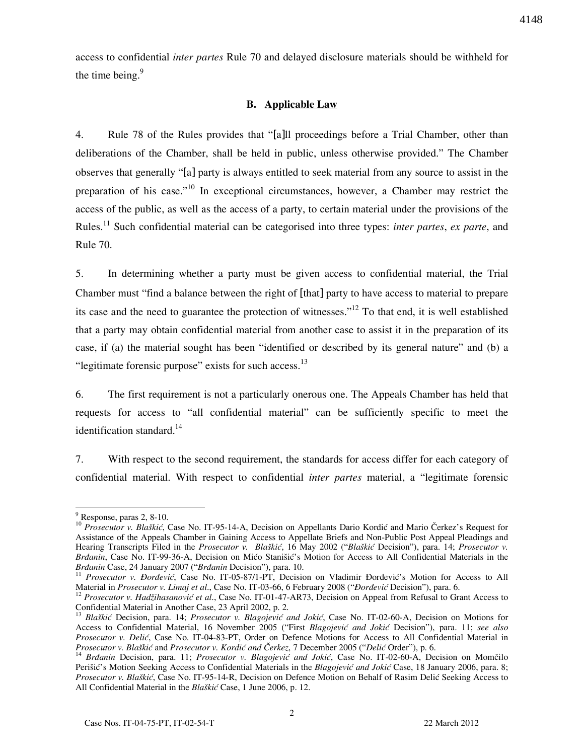access to confidential *inter partes* Rule 70 and delayed disclosure materials should be withheld for the time being.[9]

### B. Applicable Law

4. Rule 78 of the Rules provides that "[a]ll proceedings before a Trial Chamber, other than deliberations of the Chamber, shall be held in public, unless otherwise provided." The Chamber observes that generally "[a] party is always entitled to seek material from any source to assist in the preparation of his case."[10] In exceptional circumstances, however, a Chamber may restrict the access of the public, as well as the access of a party, to certain material under the provisions of the Rules.[11] Such confidential material can be categorised into three types: *inter partes*, *ex parte*, and Rule 70.

5. In determining whether a party must be given access to confidential material, the Trial Chamber must "find a balance between the right of [that] party to have access to material to prepare its case and the need to guarantee the protection of witnesses."[12] To that end, it is well established that a party may obtain confidential material from another case to assist it in the preparation of its case, if (a) the material sought has been "identified or described by its general nature" and (b) a "legitimate forensic purpose" exists for such access.[13]

6. The first requirement is not a particularly onerous one. The Appeals Chamber has held that requests for access to "all confidential material" can be sufficiently specific to meet the identification standard.[14]

7. With respect to the second requirement, the standards for access differ for each category of confidential material. With respect to confidential *inter partes* material, a "legitimate forensic

---

[9] Response, paras 2, 8-10.

[10] *Prosecutor v. Blaškić*, Case No. IT-95-14-A, Decision on Appellants Dario Kordić and Mario Čerkez's Request for Assistance of the Appeals Chamber in Gaining Access to Appellate Briefs and Non-Public Post Appeal Pleadings and Hearing Transcripts Filed in the *Prosecutor v. Blaškić*, 16 May 2002 ("*Blaškić* Decision"), para. 14; *Prosecutor v. Brđanin*, Case No. IT-99-36-A, Decision on Mićo Stanišić's Motion for Access to All Confidential Materials in the *Brđanin* Case, 24 January 2007 ("*Brđanin* Decision"), para. 10.

[11] *Prosecutor v. Đorđević*, Case No. IT-05-87/1-PT, Decision on Vladimir Đorđević's Motion for Access to All Material in *Prosecutor v. Limaj et al*., Case No. IT-03-66, 6 February 2008 ("*Đorđević* Decision"), para. 6.

[12] *Prosecutor v. Hadžihasanović et al*., Case No. IT-01-47-AR73, Decision on Appeal from Refusal to Grant Access to Confidential Material in Another Case, 23 April 2002, p. 2.

[13] *Blaškić* Decision, para. 14; *Prosecutor v. Blagojević and Jokić*, Case No. IT-02-60-A, Decision on Motions for Access to Confidential Material, 16 November 2005 ("First *Blagojević and Jokić* Decision"), para. 11; *see also Prosecutor v. Delić*, Case No. IT-04-83-PT, Order on Defence Motions for Access to All Confidential Material in *Prosecutor v. Blaškić* and *Prosecutor v. Kordić and Čerkez*, 7 December 2005 ("*Delić* Order"), p. 6.

[14] *Brđanin* Decision, para. 11; *Prosecutor v. Blagojević and Jokić*, Case No. IT-02-60-A, Decision on Momčilo Perišić's Motion Seeking Access to Confidential Materials in the *Blagojević and Jokić* Case, 18 January 2006, para. 8; *Prosecutor v. Blaškić*, Case No. IT-95-14-R, Decision on Defence Motion on Behalf of Rasim Delić Seeking Access to All Confidential Material in the *Blaškić* Case, 1 June 2006, p. 12.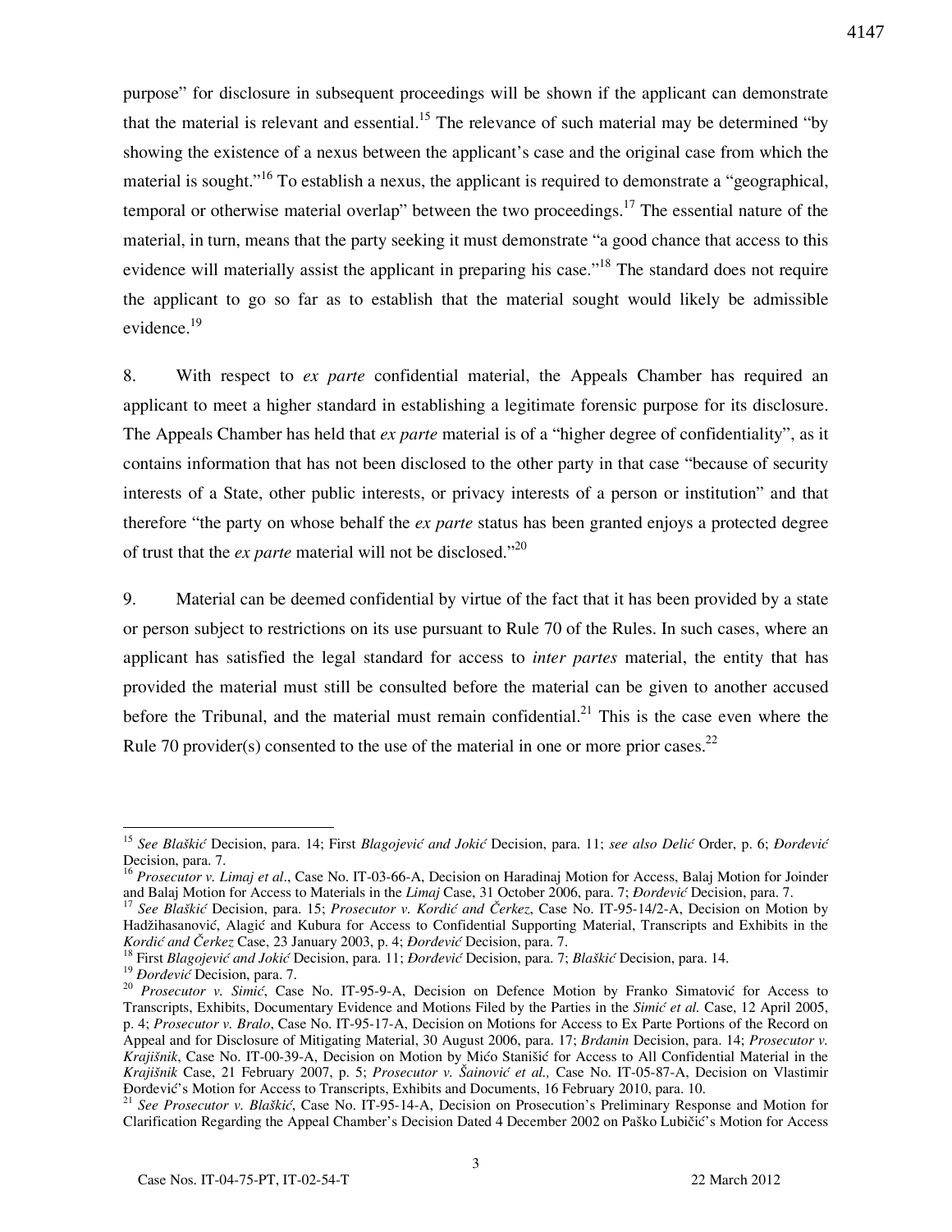purpose" for disclosure in subsequent proceedings will be shown if the applicant can demonstrate that the material is relevant and essential.[15] The relevance of such material may be determined "by showing the existence of a nexus between the applicant's case and the original case from which the material is sought."[16] To establish a nexus, the applicant is required to demonstrate a "geographical, temporal or otherwise material overlap" between the two proceedings.[17] The essential nature of the material, in turn, means that the party seeking it must demonstrate "a good chance that access to this evidence will materially assist the applicant in preparing his case."[18] The standard does not require the applicant to go so far as to establish that the material sought would likely be admissible evidence.[19]

8. With respect to *ex parte* confidential material, the Appeals Chamber has required an applicant to meet a higher standard in establishing a legitimate forensic purpose for its disclosure. The Appeals Chamber has held that *ex parte* material is of a "higher degree of confidentiality", as it contains information that has not been disclosed to the other party in that case "because of security interests of a State, other public interests, or privacy interests of a person or institution" and that therefore "the party on whose behalf the *ex parte* status has been granted enjoys a protected degree of trust that the *ex parte* material will not be disclosed."[20]

9. Material can be deemed confidential by virtue of the fact that it has been provided by a state or person subject to restrictions on its use pursuant to Rule 70 of the Rules. In such cases, where an applicant has satisfied the legal standard for access to *inter partes* material, the entity that has provided the material must still be consulted before the material can be given to another accused before the Tribunal, and the material must remain confidential.[21] This is the case even where the Rule 70 provider(s) consented to the use of the material in one or more prior cases.[22]

---

[15] *See Blaškić* Decision, para. 14; First *Blagojević and Jokić* Decision, para. 11; *see also Delić* Order, p. 6; *Đorđević* Decision, para. 7.

[16] *Prosecutor v. Limaj et al*., Case No. IT-03-66-A, Decision on Haradinaj Motion for Access, Balaj Motion for Joinder and Balaj Motion for Access to Materials in the *Limaj* Case, 31 October 2006, para. 7; *Đorđević* Decision, para. 7.

[17] *See Blaškić* Decision, para. 15; *Prosecutor v. Kordić and Čerkez*, Case No. IT-95-14/2-A, Decision on Motion by Hadžihasanović, Alagić and Kubura for Access to Confidential Supporting Material, Transcripts and Exhibits in the *Kordić and Čerkez* Case, 23 January 2003, p. 4; *Đorđević* Decision, para. 7.

[18] First *Blagojević and Jokić* Decision, para. 11; *Đorđević* Decision, para. 7; *Blaškić* Decision, para. 14.

[19] *Đorđević* Decision, para. 7.

[20] *Prosecutor v. Simić*, Case No. IT-95-9-A, Decision on Defence Motion by Franko Simatović for Access to Transcripts, Exhibits, Documentary Evidence and Motions Filed by the Parties in the *Simić et al.* Case, 12 April 2005, p. 4; *Prosecutor v. Bralo*, Case No. IT-95-17-A, Decision on Motions for Access to Ex Parte Portions of the Record on Appeal and for Disclosure of Mitigating Material, 30 August 2006, para. 17; *Brđanin* Decision, para. 14; *Prosecutor v. Krajišnik*, Case No. IT-00-39-A, Decision on Motion by Mićo Stanišić for Access to All Confidential Material in the *Krajišnik* Case, 21 February 2007, p. 5; *Prosecutor v. Šainović et al.,* Case No. IT-05-87-A, Decision on Vlastimir Đorđević's Motion for Access to Transcripts, Exhibits and Documents, 16 February 2010, para. 10.

[21] *See Prosecutor v. Blaškić*, Case No. IT-95-14-A, Decision on Prosecution's Preliminary Response and Motion for Clarification Regarding the Appeal Chamber's Decision Dated 4 December 2002 on Paško Lubičić's Motion for Access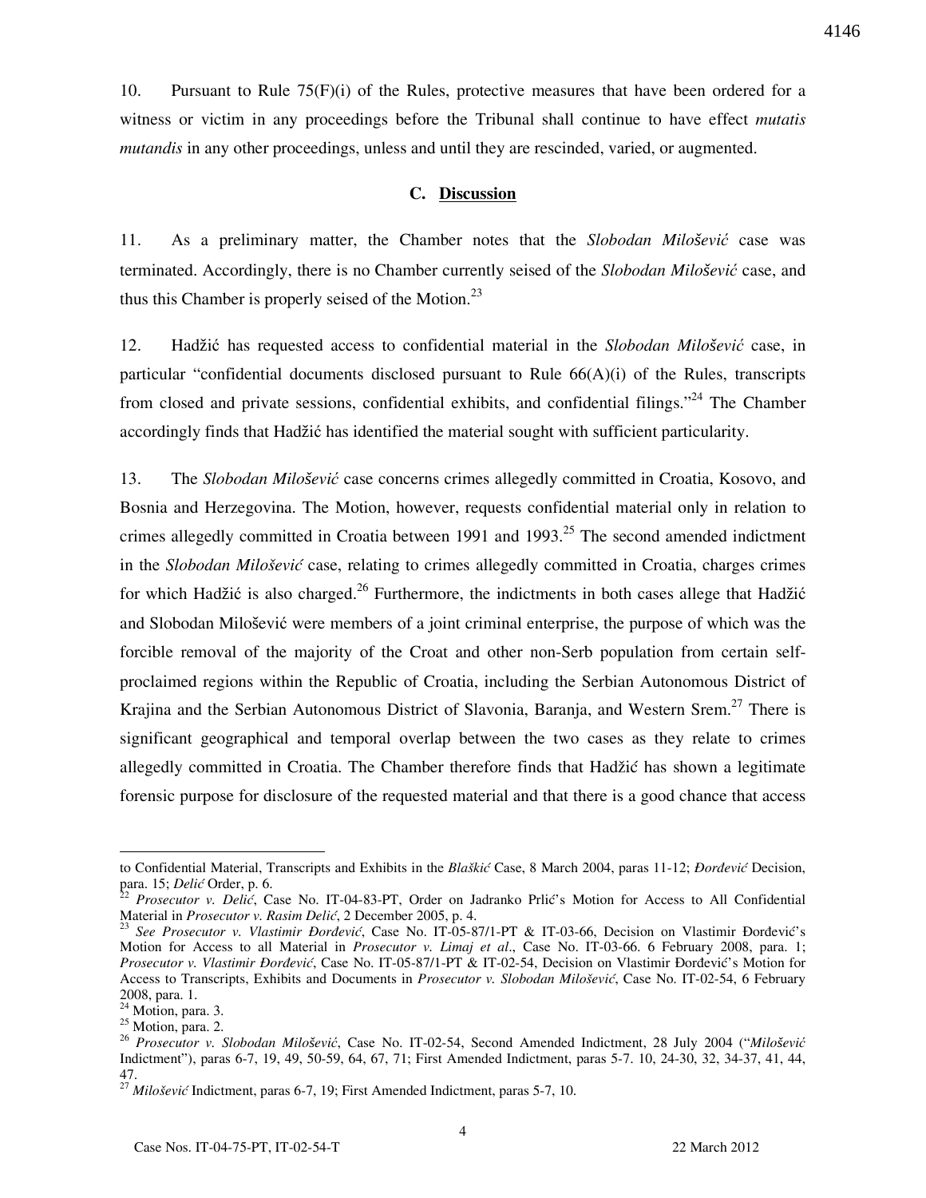10. Pursuant to Rule 75(F)(i) of the Rules, protective measures that have been ordered for a witness or victim in any proceedings before the Tribunal shall continue to have effect *mutatis mutandis* in any other proceedings, unless and until they are rescinded, varied, or augmented.

### C. Discussion

11. As a preliminary matter, the Chamber notes that the *Slobodan Milošević* case was terminated. Accordingly, there is no Chamber currently seised of the *Slobodan Milošević* case, and thus this Chamber is properly seised of the Motion.[23]

12. Hadžić has requested access to confidential material in the *Slobodan Milošević* case, in particular "confidential documents disclosed pursuant to Rule 66(A)(i) of the Rules, transcripts from closed and private sessions, confidential exhibits, and confidential filings."[24] The Chamber accordingly finds that Hadžić has identified the material sought with sufficient particularity.

13. The *Slobodan Milošević* case concerns crimes allegedly committed in Croatia, Kosovo, and Bosnia and Herzegovina. The Motion, however, requests confidential material only in relation to crimes allegedly committed in Croatia between 1991 and 1993.[25] The second amended indictment in the *Slobodan Milošević* case, relating to crimes allegedly committed in Croatia, charges crimes for which Hadžić is also charged.[26] Furthermore, the indictments in both cases allege that Hadžić and Slobodan Milošević were members of a joint criminal enterprise, the purpose of which was the forcible removal of the majority of the Croat and other non-Serb population from certain self-proclaimed regions within the Republic of Croatia, including the Serbian Autonomous District of Krajina and the Serbian Autonomous District of Slavonia, Baranja, and Western Srem.[27] There is significant geographical and temporal overlap between the two cases as they relate to crimes allegedly committed in Croatia. The Chamber therefore finds that Hadžić has shown a legitimate forensic purpose for disclosure of the requested material and that there is a good chance that access

---

to Confidential Material, Transcripts and Exhibits in the *Blaškić* Case, 8 March 2004, paras 11-12; *Đorđević* Decision, para. 15; *Delić* Order, p. 6.

[22] *Prosecutor v. Delić*, Case No. IT-04-83-PT, Order on Jadranko Prlić's Motion for Access to All Confidential Material in *Prosecutor v. Rasim Delić*, 2 December 2005, p. 4.

[23] *See Prosecutor v. Vlastimir Đorđević*, Case No. IT-05-87/1-PT & IT-03-66, Decision on Vlastimir Đorđević's Motion for Access to all Material in *Prosecutor v. Limaj et al*., Case No. IT-03-66. 6 February 2008, para. 1; *Prosecutor v. Vlastimir Đorđević*, Case No. IT-05-87/1-PT & IT-02-54, Decision on Vlastimir Đorđević's Motion for Access to Transcripts, Exhibits and Documents in *Prosecutor v. Slobodan Milošević*, Case No. IT-02-54, 6 February 2008, para. 1.

[24] Motion, para. 3.

[25] Motion, para. 2.

[26] *Prosecutor v. Slobodan Milošević*, Case No. IT-02-54, Second Amended Indictment, 28 July 2004 ("*Milošević* Indictment"), paras 6-7, 19, 49, 50-59, 64, 67, 71; First Amended Indictment, paras 5-7. 10, 24-30, 32, 34-37, 41, 44, 47.

[27] *Milošević* Indictment, paras 6-7, 19; First Amended Indictment, paras 5-7, 10.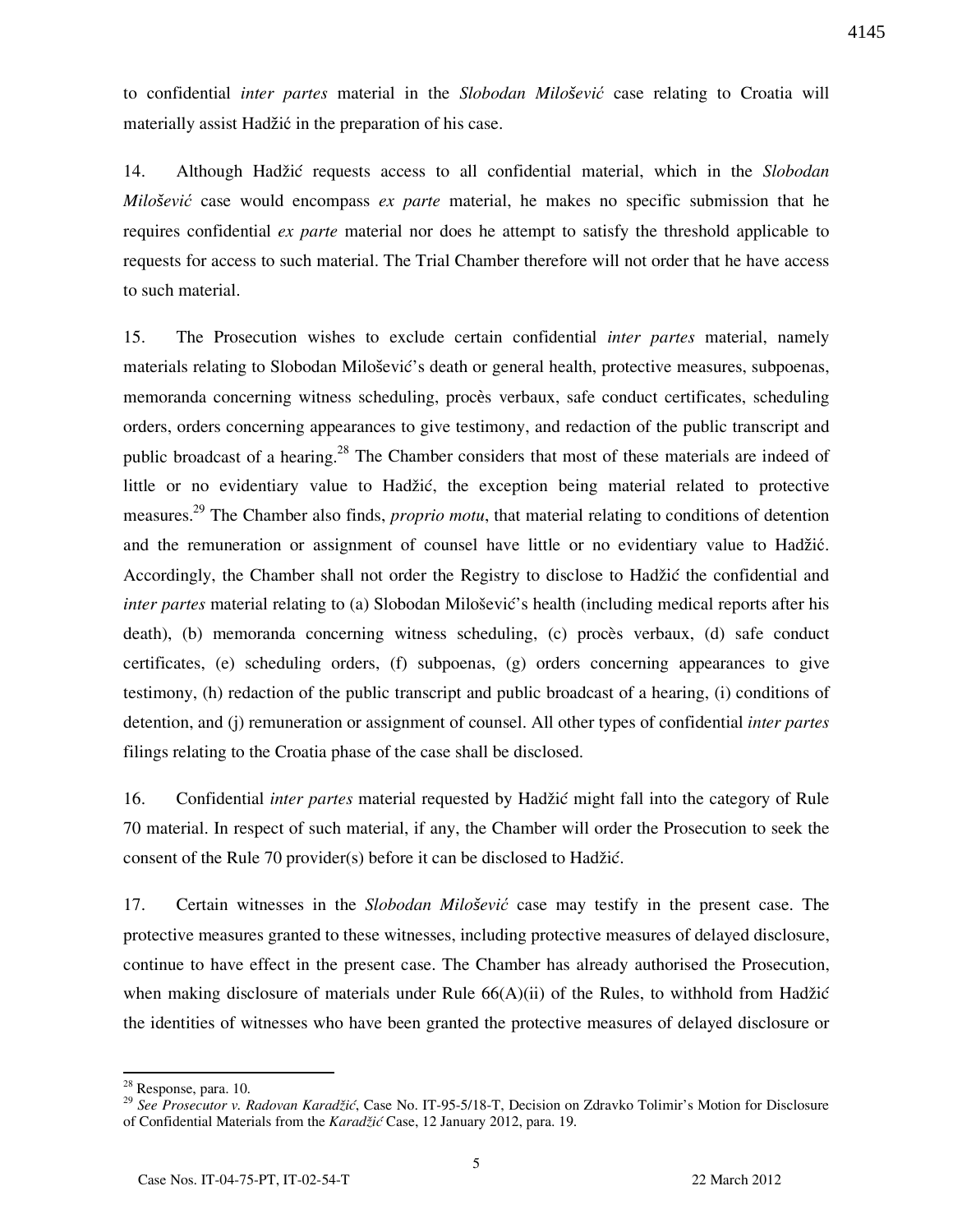to confidential *inter partes* material in the *Slobodan Milošević* case relating to Croatia will materially assist Hadžić in the preparation of his case.

14. Although Hadžić requests access to all confidential material, which in the *Slobodan Milošević* case would encompass *ex parte* material, he makes no specific submission that he requires confidential *ex parte* material nor does he attempt to satisfy the threshold applicable to requests for access to such material. The Trial Chamber therefore will not order that he have access to such material.

15. The Prosecution wishes to exclude certain confidential *inter partes* material, namely materials relating to Slobodan Milošević's death or general health, protective measures, subpoenas, memoranda concerning witness scheduling, procès verbaux, safe conduct certificates, scheduling orders, orders concerning appearances to give testimony, and redaction of the public transcript and public broadcast of a hearing.[28] The Chamber considers that most of these materials are indeed of little or no evidentiary value to Hadžić, the exception being material related to protective measures.[29] The Chamber also finds, *proprio motu*, that material relating to conditions of detention and the remuneration or assignment of counsel have little or no evidentiary value to Hadžić. Accordingly, the Chamber shall not order the Registry to disclose to Hadžić the confidential and *inter partes* material relating to (a) Slobodan Milošević's health (including medical reports after his death), (b) memoranda concerning witness scheduling, (c) procès verbaux, (d) safe conduct certificates, (e) scheduling orders, (f) subpoenas, (g) orders concerning appearances to give testimony, (h) redaction of the public transcript and public broadcast of a hearing, (i) conditions of detention, and (j) remuneration or assignment of counsel. All other types of confidential *inter partes* filings relating to the Croatia phase of the case shall be disclosed.

16. Confidential *inter partes* material requested by Hadžić might fall into the category of Rule 70 material. In respect of such material, if any, the Chamber will order the Prosecution to seek the consent of the Rule 70 provider(s) before it can be disclosed to Hadžić.

17. Certain witnesses in the *Slobodan Milošević* case may testify in the present case. The protective measures granted to these witnesses, including protective measures of delayed disclosure, continue to have effect in the present case. The Chamber has already authorised the Prosecution, when making disclosure of materials under Rule 66(A)(ii) of the Rules, to withhold from Hadžić the identities of witnesses who have been granted the protective measures of delayed disclosure or

---

[28] Response, para. 10.

[29] *See Prosecutor v. Radovan Karadžić*, Case No. IT-95-5/18-T, Decision on Zdravko Tolimir's Motion for Disclosure of Confidential Materials from the *Karadžić* Case, 12 January 2012, para. 19.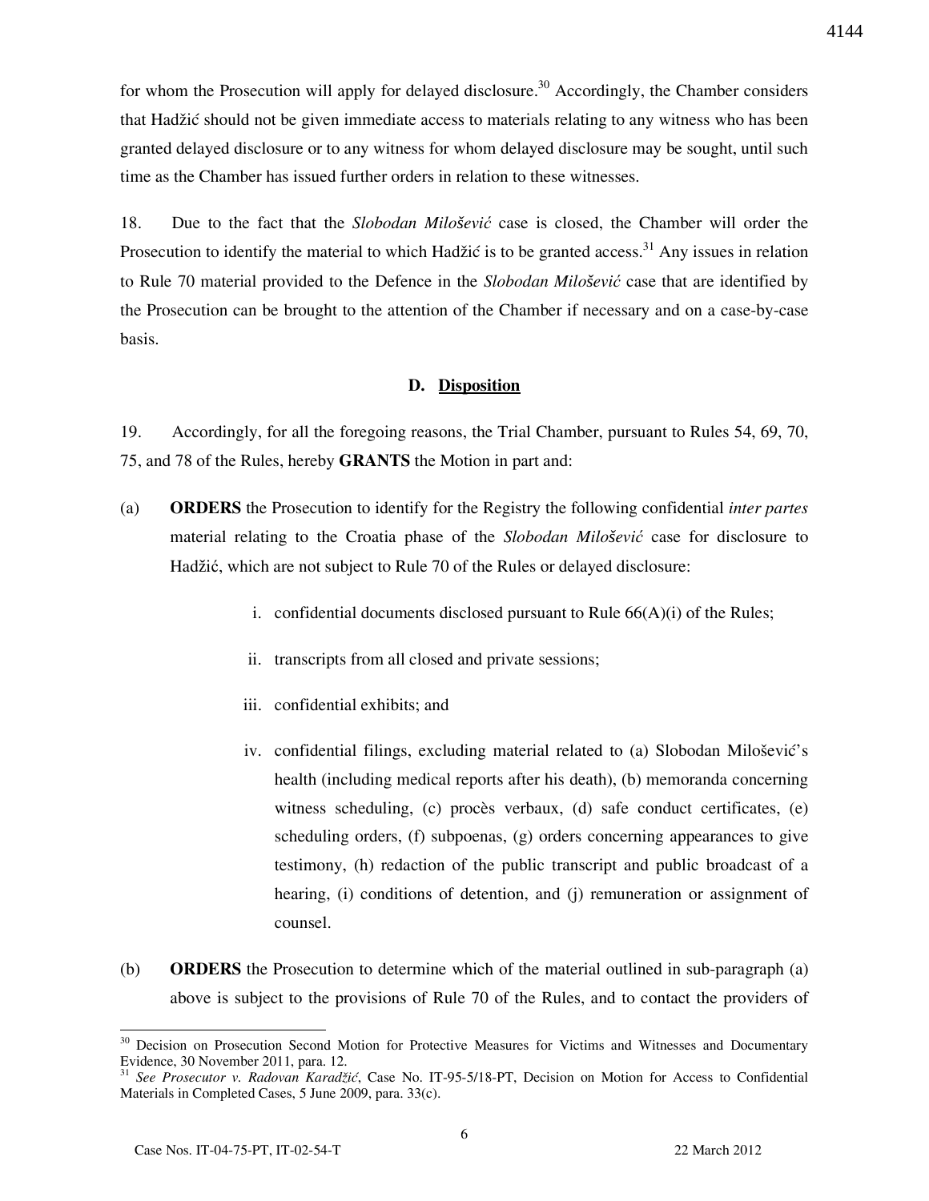for whom the Prosecution will apply for delayed disclosure.[30] Accordingly, the Chamber considers that Hadžić should not be given immediate access to materials relating to any witness who has been granted delayed disclosure or to any witness for whom delayed disclosure may be sought, until such time as the Chamber has issued further orders in relation to these witnesses.

18. Due to the fact that the *Slobodan Milošević* case is closed, the Chamber will order the Prosecution to identify the material to which Hadžić is to be granted access.[31] Any issues in relation to Rule 70 material provided to the Defence in the *Slobodan Milošević* case that are identified by the Prosecution can be brought to the attention of the Chamber if necessary and on a case-by-case basis.

### D. Disposition

19. Accordingly, for all the foregoing reasons, the Trial Chamber, pursuant to Rules 54, 69, 70, 75, and 78 of the Rules, hereby **GRANTS** the Motion in part and:

(a) **ORDERS** the Prosecution to identify for the Registry the following confidential *inter partes* material relating to the Croatia phase of the *Slobodan Milošević* case for disclosure to Hadžić, which are not subject to Rule 70 of the Rules or delayed disclosure:

i. confidential documents disclosed pursuant to Rule 66(A)(i) of the Rules;

ii. transcripts from all closed and private sessions;

iii. confidential exhibits; and

iv. confidential filings, excluding material related to (a) Slobodan Milošević's health (including medical reports after his death), (b) memoranda concerning witness scheduling, (c) procès verbaux, (d) safe conduct certificates, (e) scheduling orders, (f) subpoenas, (g) orders concerning appearances to give testimony, (h) redaction of the public transcript and public broadcast of a hearing, (i) conditions of detention, and (j) remuneration or assignment of counsel.

(b) **ORDERS** the Prosecution to determine which of the material outlined in sub-paragraph (a) above is subject to the provisions of Rule 70 of the Rules, and to contact the providers of

---

[30] Decision on Prosecution Second Motion for Protective Measures for Victims and Witnesses and Documentary Evidence, 30 November 2011, para. 12.

[31] *See Prosecutor v. Radovan Karadžić*, Case No. IT-95-5/18-PT, Decision on Motion for Access to Confidential Materials in Completed Cases, 5 June 2009, para. 33(c).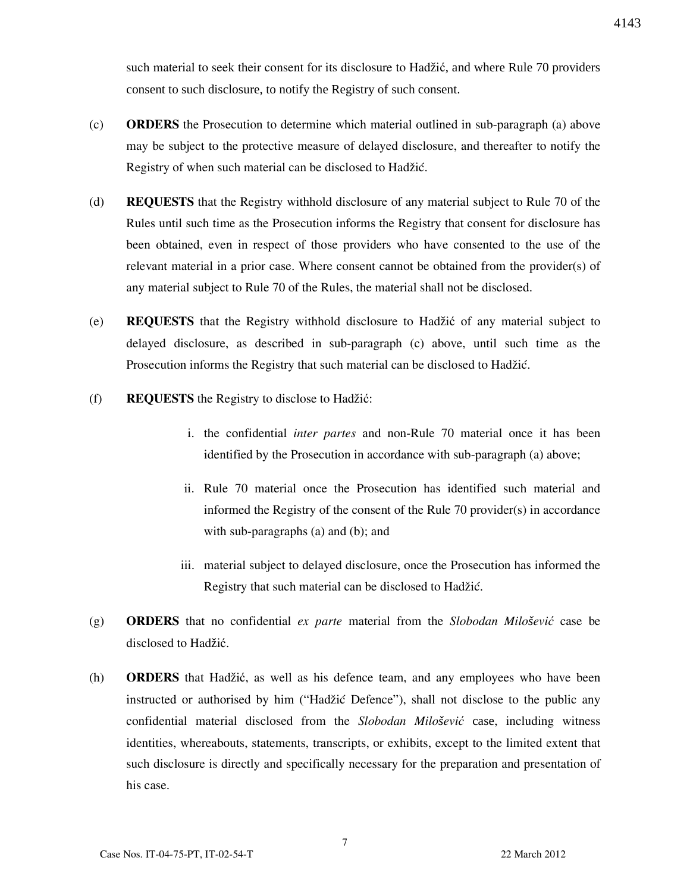such material to seek their consent for its disclosure to Hadžić, and where Rule 70 providers consent to such disclosure, to notify the Registry of such consent.

(c) **ORDERS** the Prosecution to determine which material outlined in sub-paragraph (a) above may be subject to the protective measure of delayed disclosure, and thereafter to notify the Registry of when such material can be disclosed to Hadžić.

(d) **REQUESTS** that the Registry withhold disclosure of any material subject to Rule 70 of the Rules until such time as the Prosecution informs the Registry that consent for disclosure has been obtained, even in respect of those providers who have consented to the use of the relevant material in a prior case. Where consent cannot be obtained from the provider(s) of any material subject to Rule 70 of the Rules, the material shall not be disclosed.

(e) **REQUESTS** that the Registry withhold disclosure to Hadžić of any material subject to delayed disclosure, as described in sub-paragraph (c) above, until such time as the Prosecution informs the Registry that such material can be disclosed to Hadžić.

(f) **REQUESTS** the Registry to disclose to Hadžić:

   i. the confidential *inter partes* and non-Rule 70 material once it has been identified by the Prosecution in accordance with sub-paragraph (a) above;

   ii. Rule 70 material once the Prosecution has identified such material and informed the Registry of the consent of the Rule 70 provider(s) in accordance with sub-paragraphs (a) and (b); and

   iii. material subject to delayed disclosure, once the Prosecution has informed the Registry that such material can be disclosed to Hadžić.

(g) **ORDERS** that no confidential *ex parte* material from the *Slobodan Milošević* case be disclosed to Hadžić.

(h) **ORDERS** that Hadžić, as well as his defence team, and any employees who have been instructed or authorised by him ("Hadžić Defence"), shall not disclose to the public any confidential material disclosed from the *Slobodan Milošević* case, including witness identities, whereabouts, statements, transcripts, or exhibits, except to the limited extent that such disclosure is directly and specifically necessary for the preparation and presentation of his case.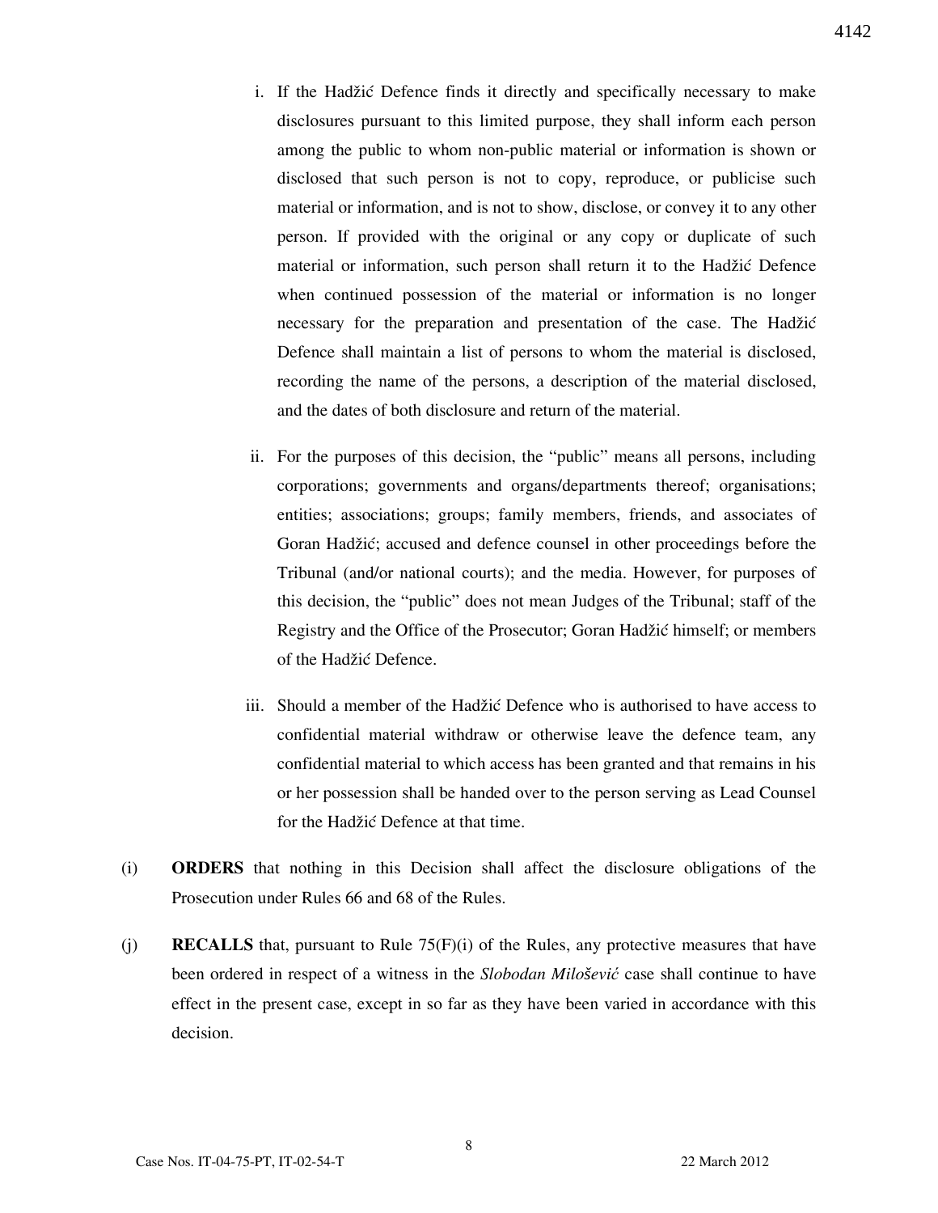i. If the Hadžić Defence finds it directly and specifically necessary to make disclosures pursuant to this limited purpose, they shall inform each person among the public to whom non-public material or information is shown or disclosed that such person is not to copy, reproduce, or publicise such material or information, and is not to show, disclose, or convey it to any other person. If provided with the original or any copy or duplicate of such material or information, such person shall return it to the Hadžić Defence when continued possession of the material or information is no longer necessary for the preparation and presentation of the case. The Hadžić Defence shall maintain a list of persons to whom the material is disclosed, recording the name of the persons, a description of the material disclosed, and the dates of both disclosure and return of the material.

ii. For the purposes of this decision, the "public" means all persons, including corporations; governments and organs/departments thereof; organisations; entities; associations; groups; family members, friends, and associates of Goran Hadžić; accused and defence counsel in other proceedings before the Tribunal (and/or national courts); and the media. However, for purposes of this decision, the "public" does not mean Judges of the Tribunal; staff of the Registry and the Office of the Prosecutor; Goran Hadžić himself; or members of the Hadžić Defence.

iii. Should a member of the Hadžić Defence who is authorised to have access to confidential material withdraw or otherwise leave the defence team, any confidential material to which access has been granted and that remains in his or her possession shall be handed over to the person serving as Lead Counsel for the Hadžić Defence at that time.

(i) **ORDERS** that nothing in this Decision shall affect the disclosure obligations of the Prosecution under Rules 66 and 68 of the Rules.

(j) **RECALLS** that, pursuant to Rule 75(F)(i) of the Rules, any protective measures that have been ordered in respect of a witness in the *Slobodan Milošević* case shall continue to have effect in the present case, except in so far as they have been varied in accordance with this decision.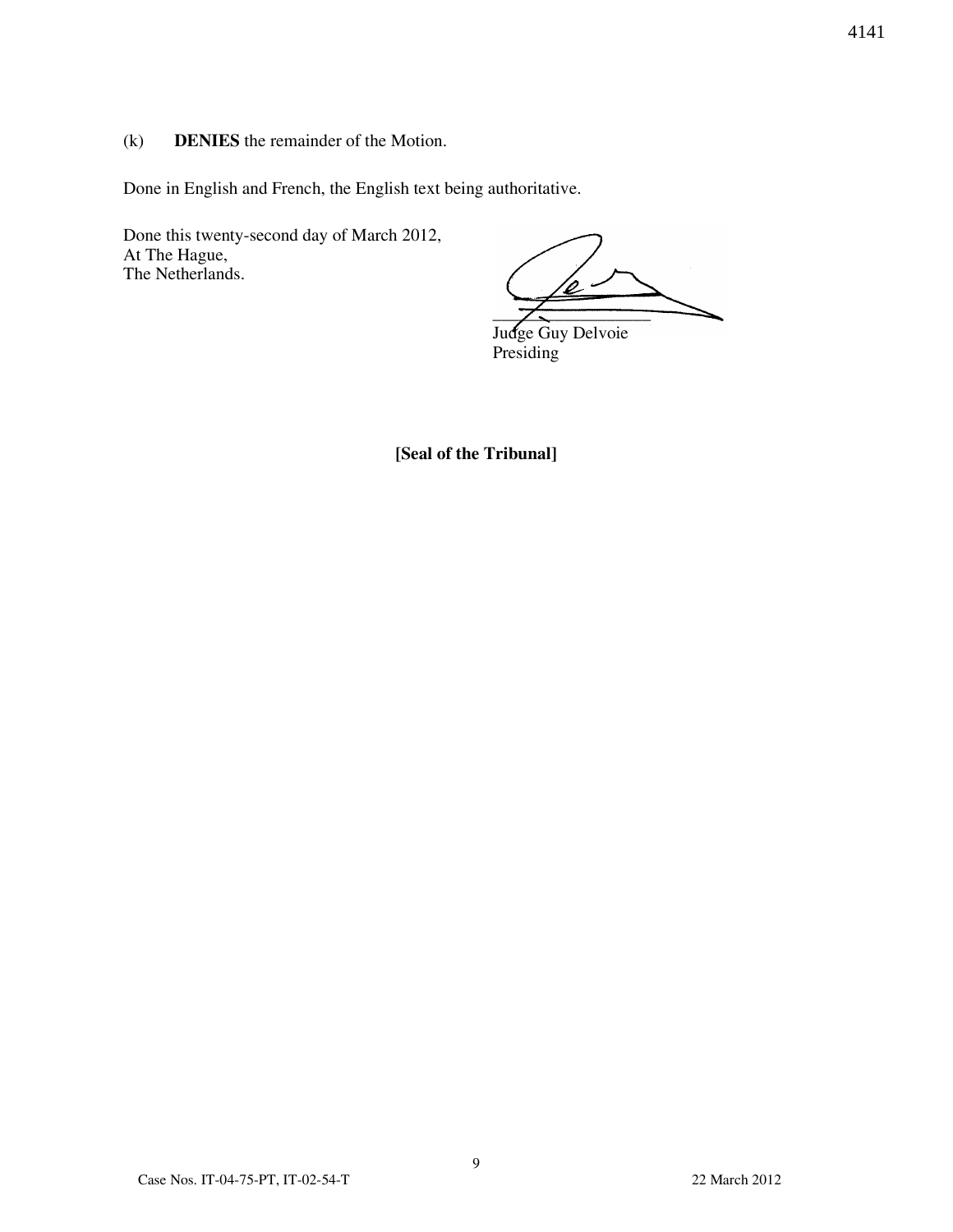(k) **DENIES** the remainder of the Motion.

Done in English and French, the English text being authoritative.

Done this twenty-second day of March 2012,
At The Hague,
The Netherlands.

Judge Guy Delvoie
Presiding

**[Seal of the Tribunal]**